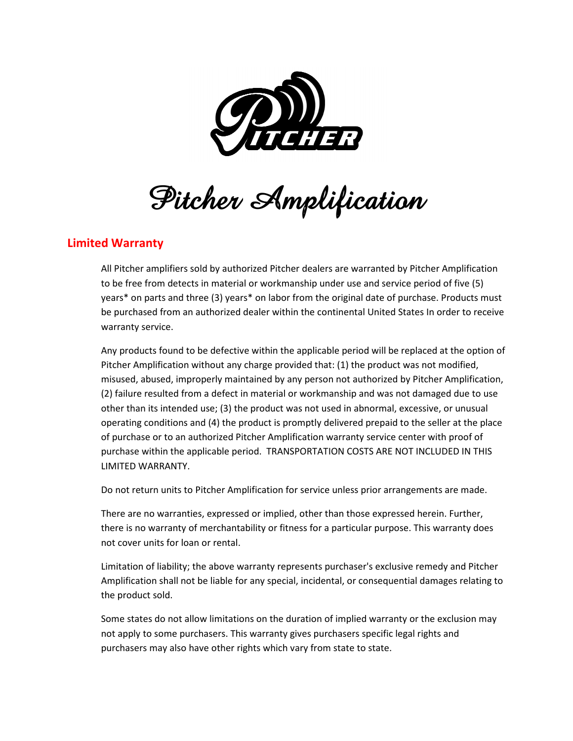# Pitcher Amplification

## Limited Warranty

All Pitcher amplifiers sold by authorized Pitcher dealers are warranted by Pitcher Amplification to be free from detects in material or workmanship under use and service period of five (5) years* on parts and three (3) years* on labor from the original date of purchase. Products must be purchased from an authorized dealer within the continental United States In order to receive warranty service.

Any products found to be defective within the applicable period will be replaced at the option of Pitcher Amplification without any charge provided that: (1) the product was not modified, misused, abused, improperly maintained by any person not authorized by Pitcher Amplification, (2) failure resulted from a defect in material or workmanship and was not damaged due to use other than its intended use; (3) the product was not used in abnormal, excessive, or unusual operating conditions and (4) the product is promptly delivered prepaid to the seller at the place of purchase or to an authorized Pitcher Amplification warranty service center with proof of purchase within the applicable period. TRANSPORTATION COSTS ARE NOT INCLUDED IN THIS LIMITED WARRANTY.

Do not return units to Pitcher Amplification for service unless prior arrangements are made.

There are no warranties, expressed or implied, other than those expressed herein. Further, there is no warranty of merchantability or fitness for a particular purpose. This warranty does not cover units for loan or rental.

Limitation of liability; the above warranty represents purchaser's exclusive remedy and Pitcher Amplification shall not be liable for any special, incidental, or consequential damages relating to the product sold.

Some states do not allow limitations on the duration of implied warranty or the exclusion may not apply to some purchasers. This warranty gives purchasers specific legal rights and purchasers may also have other rights which vary from state to state.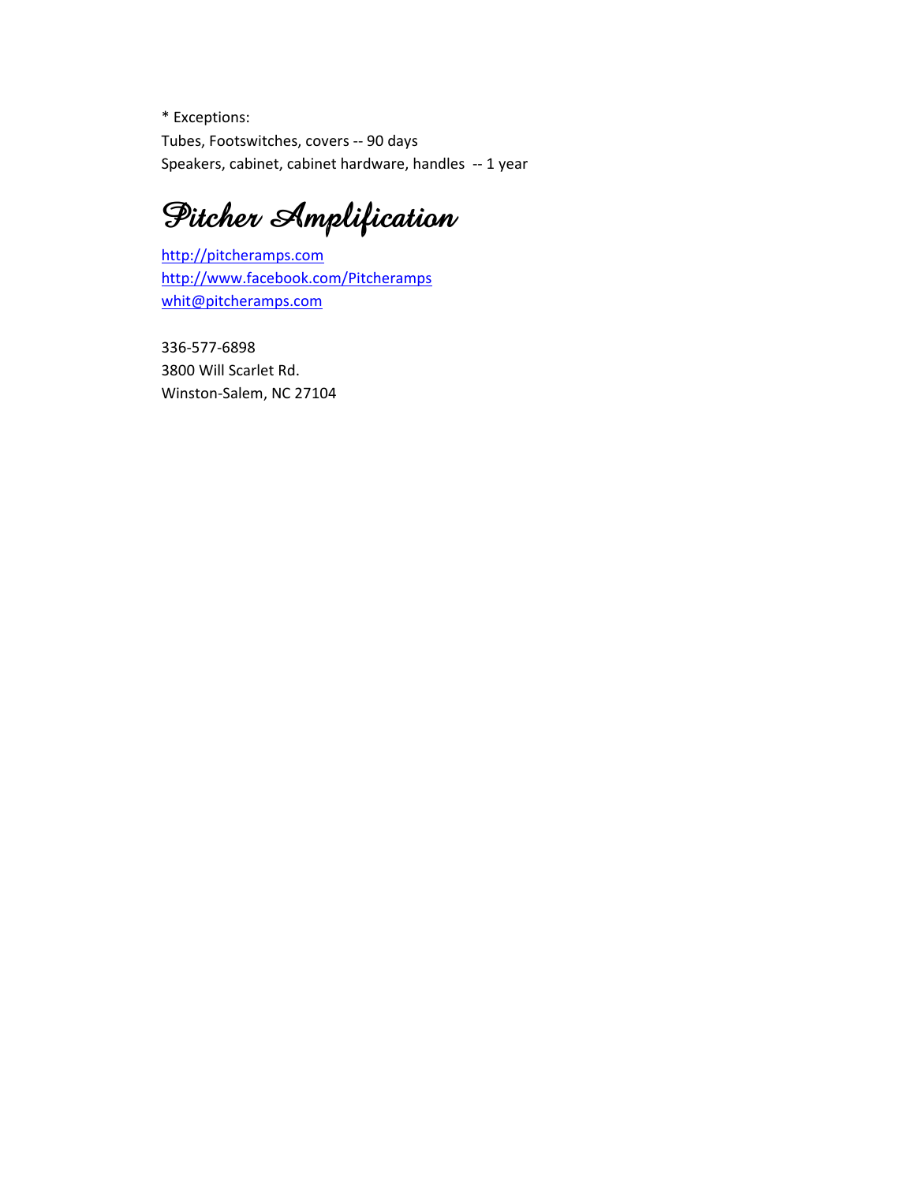* Exceptions:
Tubes, Footswitches, covers -- 90 days
Speakers, cabinet, cabinet hardware, handles -- 1 year

# *Pitcher Amplification*

http://pitcheramps.com
http://www.facebook.com/Pitcheramps
whit@pitcheramps.com

336-577-6898
3800 Will Scarlet Rd.
Winston-Salem, NC 27104